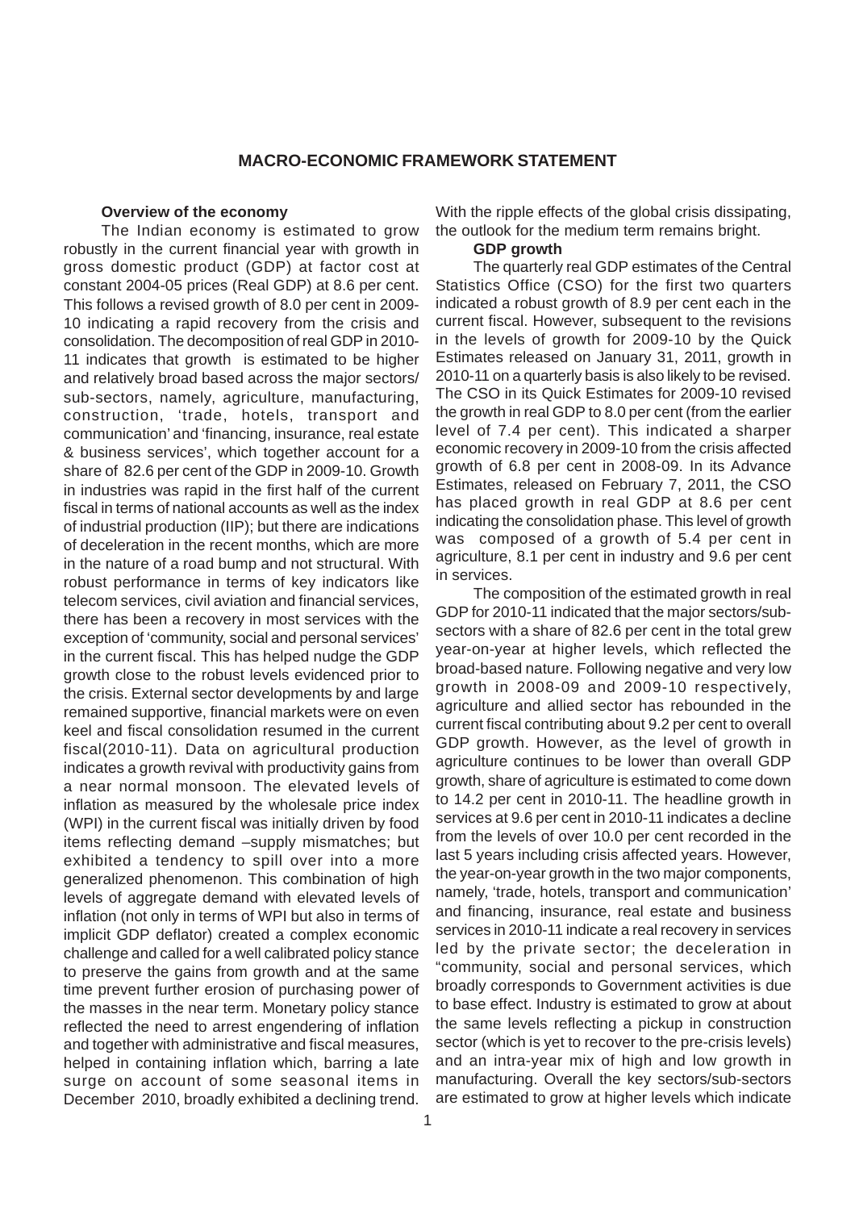# MACRO-ECONOMIC FRAMEWORK STATEMENT

## Overview of the economy

The Indian economy is estimated to grow robustly in the current financial year with growth in gross domestic product (GDP) at factor cost at constant 2004-05 prices (Real GDP) at 8.6 per cent. This follows a revised growth of 8.0 per cent in 2009-10 indicating a rapid recovery from the crisis and consolidation. The decomposition of real GDP in 2010-11 indicates that growth is estimated to be higher and relatively broad based across the major sectors/ sub-sectors, namely, agriculture, manufacturing, construction, 'trade, hotels, transport and communication' and 'financing, insurance, real estate & business services', which together account for a share of 82.6 per cent of the GDP in 2009-10. Growth in industries was rapid in the first half of the current fiscal in terms of national accounts as well as the index of industrial production (IIP); but there are indications of deceleration in the recent months, which are more in the nature of a road bump and not structural. With robust performance in terms of key indicators like telecom services, civil aviation and financial services, there has been a recovery in most services with the exception of 'community, social and personal services' in the current fiscal. This has helped nudge the GDP growth close to the robust levels evidenced prior to the crisis. External sector developments by and large remained supportive, financial markets were on even keel and fiscal consolidation resumed in the current fiscal(2010-11). Data on agricultural production indicates a growth revival with productivity gains from a near normal monsoon. The elevated levels of inflation as measured by the wholesale price index (WPI) in the current fiscal was initially driven by food items reflecting demand –supply mismatches; but exhibited a tendency to spill over into a more generalized phenomenon. This combination of high levels of aggregate demand with elevated levels of inflation (not only in terms of WPI but also in terms of implicit GDP deflator) created a complex economic challenge and called for a well calibrated policy stance to preserve the gains from growth and at the same time prevent further erosion of purchasing power of the masses in the near term. Monetary policy stance reflected the need to arrest engendering of inflation and together with administrative and fiscal measures, helped in containing inflation which, barring a late surge on account of some seasonal items in December 2010, broadly exhibited a declining trend. With the ripple effects of the global crisis dissipating, the outlook for the medium term remains bright.

## GDP growth

The quarterly real GDP estimates of the Central Statistics Office (CSO) for the first two quarters indicated a robust growth of 8.9 per cent each in the current fiscal. However, subsequent to the revisions in the levels of growth for 2009-10 by the Quick Estimates released on January 31, 2011, growth in 2010-11 on a quarterly basis is also likely to be revised. The CSO in its Quick Estimates for 2009-10 revised the growth in real GDP to 8.0 per cent (from the earlier level of 7.4 per cent). This indicated a sharper economic recovery in 2009-10 from the crisis affected growth of 6.8 per cent in 2008-09. In its Advance Estimates, released on February 7, 2011, the CSO has placed growth in real GDP at 8.6 per cent indicating the consolidation phase. This level of growth was composed of a growth of 5.4 per cent in agriculture, 8.1 per cent in industry and 9.6 per cent in services.

The composition of the estimated growth in real GDP for 2010-11 indicated that the major sectors/sub-sectors with a share of 82.6 per cent in the total grew year-on-year at higher levels, which reflected the broad-based nature. Following negative and very low growth in 2008-09 and 2009-10 respectively, agriculture and allied sector has rebounded in the current fiscal contributing about 9.2 per cent to overall GDP growth. However, as the level of growth in agriculture continues to be lower than overall GDP growth, share of agriculture is estimated to come down to 14.2 per cent in 2010-11. The headline growth in services at 9.6 per cent in 2010-11 indicates a decline from the levels of over 10.0 per cent recorded in the last 5 years including crisis affected years. However, the year-on-year growth in the two major components, namely, 'trade, hotels, transport and communication' and financing, insurance, real estate and business services in 2010-11 indicate a real recovery in services led by the private sector; the deceleration in "community, social and personal services, which broadly corresponds to Government activities is due to base effect. Industry is estimated to grow at about the same levels reflecting a pickup in construction sector (which is yet to recover to the pre-crisis levels) and an intra-year mix of high and low growth in manufacturing. Overall the key sectors/sub-sectors are estimated to grow at higher levels which indicate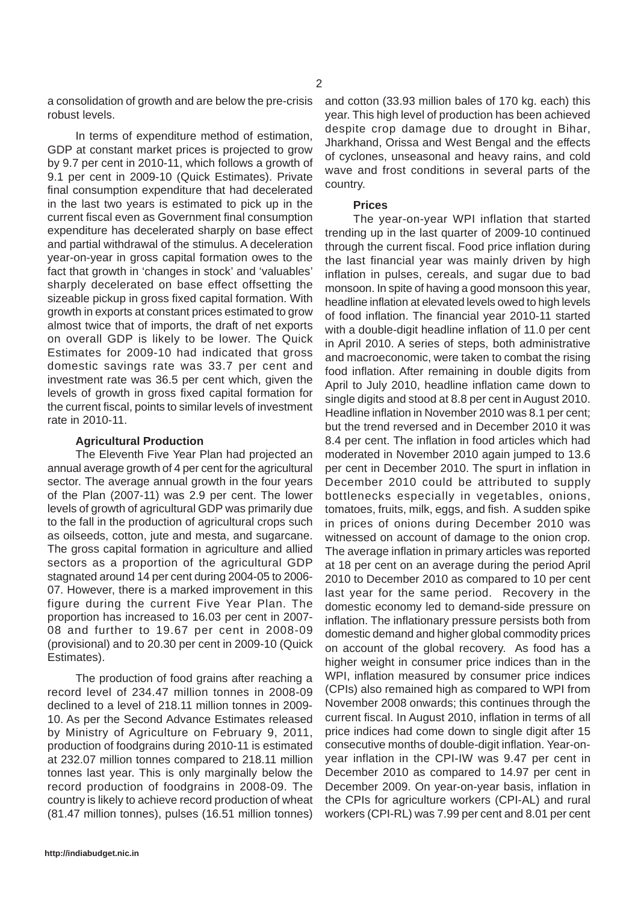a consolidation of growth and are below the pre-crisis robust levels.

In terms of expenditure method of estimation, GDP at constant market prices is projected to grow by 9.7 per cent in 2010-11, which follows a growth of 9.1 per cent in 2009-10 (Quick Estimates). Private final consumption expenditure that had decelerated in the last two years is estimated to pick up in the current fiscal even as Government final consumption expenditure has decelerated sharply on base effect and partial withdrawal of the stimulus. A deceleration year-on-year in gross capital formation owes to the fact that growth in 'changes in stock' and 'valuables' sharply decelerated on base effect offsetting the sizeable pickup in gross fixed capital formation. With growth in exports at constant prices estimated to grow almost twice that of imports, the draft of net exports on overall GDP is likely to be lower. The Quick Estimates for 2009-10 had indicated that gross domestic savings rate was 33.7 per cent and investment rate was 36.5 per cent which, given the levels of growth in gross fixed capital formation for the current fiscal, points to similar levels of investment rate in 2010-11.

### Agricultural Production

The Eleventh Five Year Plan had projected an annual average growth of 4 per cent for the agricultural sector. The average annual growth in the four years of the Plan (2007-11) was 2.9 per cent. The lower levels of growth of agricultural GDP was primarily due to the fall in the production of agricultural crops such as oilseeds, cotton, jute and mesta, and sugarcane. The gross capital formation in agriculture and allied sectors as a proportion of the agricultural GDP stagnated around 14 per cent during 2004-05 to 2006-07. However, there is a marked improvement in this figure during the current Five Year Plan. The proportion has increased to 16.03 per cent in 2007-08 and further to 19.67 per cent in 2008-09 (provisional) and to 20.30 per cent in 2009-10 (Quick Estimates).

The production of food grains after reaching a record level of 234.47 million tonnes in 2008-09 declined to a level of 218.11 million tonnes in 2009-10. As per the Second Advance Estimates released by Ministry of Agriculture on February 9, 2011, production of foodgrains during 2010-11 is estimated at 232.07 million tonnes compared to 218.11 million tonnes last year. This is only marginally below the record production of foodgrains in 2008-09. The country is likely to achieve record production of wheat (81.47 million tonnes), pulses (16.51 million tonnes) and cotton (33.93 million bales of 170 kg. each) this year. This high level of production has been achieved despite crop damage due to drought in Bihar, Jharkhand, Orissa and West Bengal and the effects of cyclones, unseasonal and heavy rains, and cold wave and frost conditions in several parts of the country.

### Prices

The year-on-year WPI inflation that started trending up in the last quarter of 2009-10 continued through the current fiscal. Food price inflation during the last financial year was mainly driven by high inflation in pulses, cereals, and sugar due to bad monsoon. In spite of having a good monsoon this year, headline inflation at elevated levels owed to high levels of food inflation. The financial year 2010-11 started with a double-digit headline inflation of 11.0 per cent in April 2010. A series of steps, both administrative and macroeconomic, were taken to combat the rising food inflation. After remaining in double digits from April to July 2010, headline inflation came down to single digits and stood at 8.8 per cent in August 2010. Headline inflation in November 2010 was 8.1 per cent; but the trend reversed and in December 2010 it was 8.4 per cent. The inflation in food articles which had moderated in November 2010 again jumped to 13.6 per cent in December 2010. The spurt in inflation in December 2010 could be attributed to supply bottlenecks especially in vegetables, onions, tomatoes, fruits, milk, eggs, and fish. A sudden spike in prices of onions during December 2010 was witnessed on account of damage to the onion crop. The average inflation in primary articles was reported at 18 per cent on an average during the period April 2010 to December 2010 as compared to 10 per cent last year for the same period. Recovery in the domestic economy led to demand-side pressure on inflation. The inflationary pressure persists both from domestic demand and higher global commodity prices on account of the global recovery. As food has a higher weight in consumer price indices than in the WPI, inflation measured by consumer price indices (CPIs) also remained high as compared to WPI from November 2008 onwards; this continues through the current fiscal. In August 2010, inflation in terms of all price indices had come down to single digit after 15 consecutive months of double-digit inflation. Year-on-year inflation in the CPI-IW was 9.47 per cent in December 2010 as compared to 14.97 per cent in December 2009. On year-on-year basis, inflation in the CPIs for agriculture workers (CPI-AL) and rural workers (CPI-RL) was 7.99 per cent and 8.01 per cent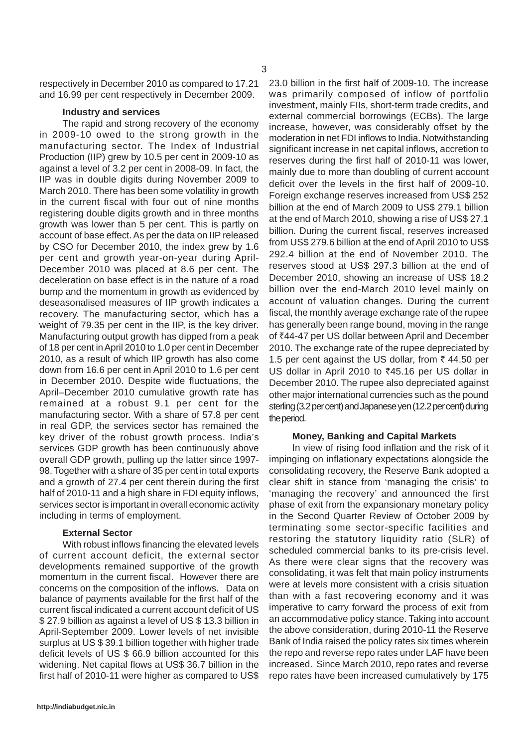respectively in December 2010 as compared to 17.21 and 16.99 per cent respectively in December 2009.

### Industry and services

The rapid and strong recovery of the economy in 2009-10 owed to the strong growth in the manufacturing sector. The Index of Industrial Production (IIP) grew by 10.5 per cent in 2009-10 as against a level of 3.2 per cent in 2008-09. In fact, the IIP was in double digits during November 2009 to March 2010. There has been some volatility in growth in the current fiscal with four out of nine months registering double digits growth and in three months growth was lower than 5 per cent. This is partly on account of base effect. As per the data on IIP released by CSO for December 2010, the index grew by 1.6 per cent and growth year-on-year during April-December 2010 was placed at 8.6 per cent. The deceleration on base effect is in the nature of a road bump and the momentum in growth as evidenced by deseasonalised measures of IIP growth indicates a recovery. The manufacturing sector, which has a weight of 79.35 per cent in the IIP, is the key driver. Manufacturing output growth has dipped from a peak of 18 per cent in April 2010 to 1.0 per cent in December 2010, as a result of which IIP growth has also come down from 16.6 per cent in April 2010 to 1.6 per cent in December 2010. Despite wide fluctuations, the April–December 2010 cumulative growth rate has remained at a robust 9.1 per cent for the manufacturing sector. With a share of 57.8 per cent in real GDP, the services sector has remained the key driver of the robust growth process. India's services GDP growth has been continuously above overall GDP growth, pulling up the latter since 1997-98. Together with a share of 35 per cent in total exports and a growth of 27.4 per cent therein during the first half of 2010-11 and a high share in FDI equity inflows, services sector is important in overall economic activity including in terms of employment.

### External Sector

With robust inflows financing the elevated levels of current account deficit, the external sector developments remained supportive of the growth momentum in the current fiscal. However there are concerns on the composition of the inflows. Data on balance of payments available for the first half of the current fiscal indicated a current account deficit of US $ 27.9 billion as against a level of US $ 13.3 billion in April-September 2009. Lower levels of net invisible surplus at US $ 39.1 billion together with higher trade deficit levels of US $ 66.9 billion accounted for this widening. Net capital flows at US$ 36.7 billion in the first half of 2010-11 were higher as compared to US$ 23.0 billion in the first half of 2009-10. The increase was primarily composed of inflow of portfolio investment, mainly FIIs, short-term trade credits, and external commercial borrowings (ECBs). The large increase, however, was considerably offset by the moderation in net FDI inflows to India. Notwithstanding significant increase in net capital inflows, accretion to reserves during the first half of 2010-11 was lower, mainly due to more than doubling of current account deficit over the levels in the first half of 2009-10. Foreign exchange reserves increased from US$ 252 billion at the end of March 2009 to US$ 279.1 billion at the end of March 2010, showing a rise of US$ 27.1 billion. During the current fiscal, reserves increased from US$ 279.6 billion at the end of April 2010 to US$ 292.4 billion at the end of November 2010. The reserves stood at US$ 297.3 billion at the end of December 2010, showing an increase of US$ 18.2 billion over the end-March 2010 level mainly on account of valuation changes. During the current fiscal, the monthly average exchange rate of the rupee has generally been range bound, moving in the range of ₹44-47 per US dollar between April and December 2010. The exchange rate of the rupee depreciated by 1.5 per cent against the US dollar, from ₹ 44.50 per US dollar in April 2010 to ₹45.16 per US dollar in December 2010. The rupee also depreciated against other major international currencies such as the pound sterling (3.2 per cent) and Japanese yen (12.2 per cent) during the period.

### Money, Banking and Capital Markets

In view of rising food inflation and the risk of it impinging on inflationary expectations alongside the consolidating recovery, the Reserve Bank adopted a clear shift in stance from 'managing the crisis' to 'managing the recovery' and announced the first phase of exit from the expansionary monetary policy in the Second Quarter Review of October 2009 by terminating some sector-specific facilities and restoring the statutory liquidity ratio (SLR) of scheduled commercial banks to its pre-crisis level. As there were clear signs that the recovery was consolidating, it was felt that main policy instruments were at levels more consistent with a crisis situation than with a fast recovering economy and it was imperative to carry forward the process of exit from an accommodative policy stance. Taking into account the above consideration, during 2010-11 the Reserve Bank of India raised the policy rates six times wherein the repo and reverse repo rates under LAF have been increased. Since March 2010, repo rates and reverse repo rates have been increased cumulatively by 175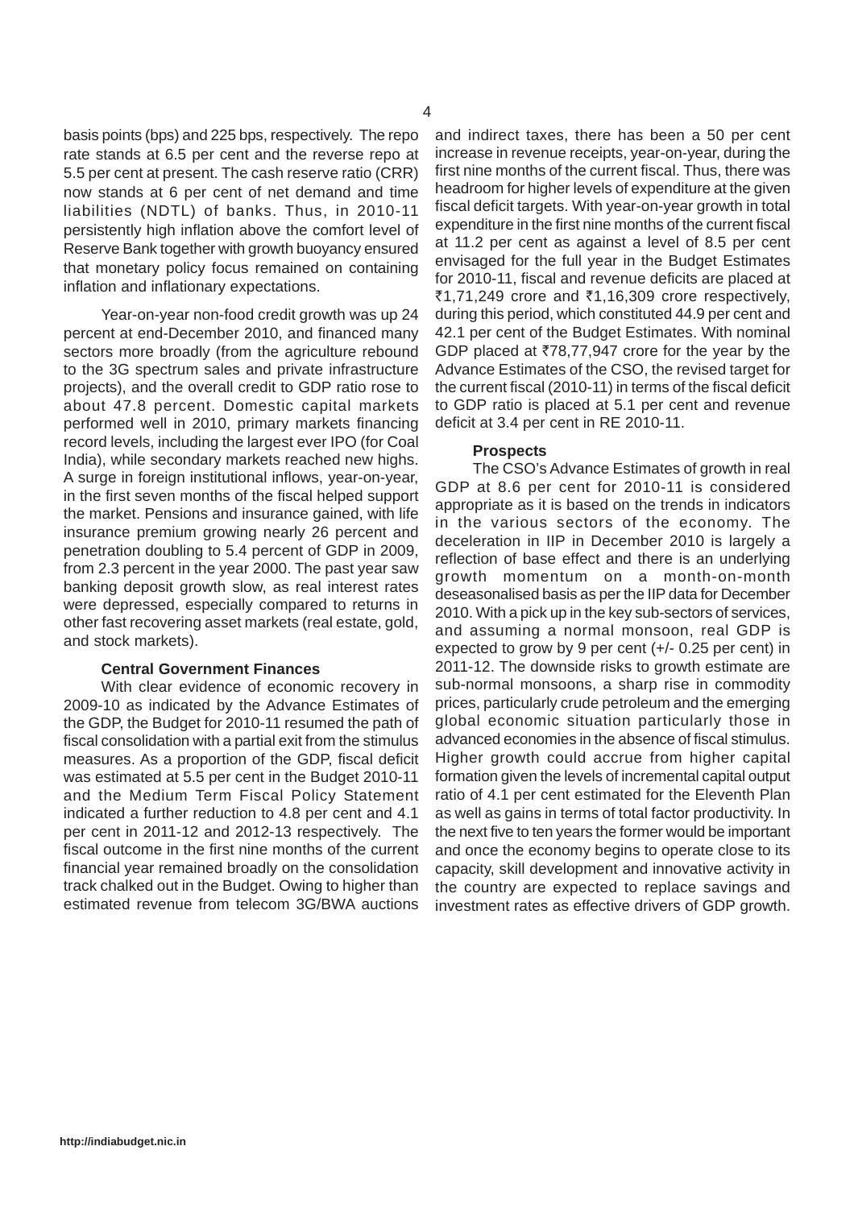basis points (bps) and 225 bps, respectively. The repo rate stands at 6.5 per cent and the reverse repo at 5.5 per cent at present. The cash reserve ratio (CRR) now stands at 6 per cent of net demand and time liabilities (NDTL) of banks. Thus, in 2010-11 persistently high inflation above the comfort level of Reserve Bank together with growth buoyancy ensured that monetary policy focus remained on containing inflation and inflationary expectations.

Year-on-year non-food credit growth was up 24 percent at end-December 2010, and financed many sectors more broadly (from the agriculture rebound to the 3G spectrum sales and private infrastructure projects), and the overall credit to GDP ratio rose to about 47.8 percent. Domestic capital markets performed well in 2010, primary markets financing record levels, including the largest ever IPO (for Coal India), while secondary markets reached new highs. A surge in foreign institutional inflows, year-on-year, in the first seven months of the fiscal helped support the market. Pensions and insurance gained, with life insurance premium growing nearly 26 percent and penetration doubling to 5.4 percent of GDP in 2009, from 2.3 percent in the year 2000. The past year saw banking deposit growth slow, as real interest rates were depressed, especially compared to returns in other fast recovering asset markets (real estate, gold, and stock markets).

**Central Government Finances**

With clear evidence of economic recovery in 2009-10 as indicated by the Advance Estimates of the GDP, the Budget for 2010-11 resumed the path of fiscal consolidation with a partial exit from the stimulus measures. As a proportion of the GDP, fiscal deficit was estimated at 5.5 per cent in the Budget 2010-11 and the Medium Term Fiscal Policy Statement indicated a further reduction to 4.8 per cent and 4.1 per cent in 2011-12 and 2012-13 respectively. The fiscal outcome in the first nine months of the current financial year remained broadly on the consolidation track chalked out in the Budget. Owing to higher than estimated revenue from telecom 3G/BWA auctions and indirect taxes, there has been a 50 per cent increase in revenue receipts, year-on-year, during the first nine months of the current fiscal. Thus, there was headroom for higher levels of expenditure at the given fiscal deficit targets. With year-on-year growth in total expenditure in the first nine months of the current fiscal at 11.2 per cent as against a level of 8.5 per cent envisaged for the full year in the Budget Estimates for 2010-11, fiscal and revenue deficits are placed at ₹1,71,249 crore and ₹1,16,309 crore respectively, during this period, which constituted 44.9 per cent and 42.1 per cent of the Budget Estimates. With nominal GDP placed at ₹78,77,947 crore for the year by the Advance Estimates of the CSO, the revised target for the current fiscal (2010-11) in terms of the fiscal deficit to GDP ratio is placed at 5.1 per cent and revenue deficit at 3.4 per cent in RE 2010-11.

**Prospects**

The CSO's Advance Estimates of growth in real GDP at 8.6 per cent for 2010-11 is considered appropriate as it is based on the trends in indicators in the various sectors of the economy. The deceleration in IIP in December 2010 is largely a reflection of base effect and there is an underlying growth momentum on a month-on-month deseasonalised basis as per the IIP data for December 2010. With a pick up in the key sub-sectors of services, and assuming a normal monsoon, real GDP is expected to grow by 9 per cent (+/- 0.25 per cent) in 2011-12. The downside risks to growth estimate are sub-normal monsoons, a sharp rise in commodity prices, particularly crude petroleum and the emerging global economic situation particularly those in advanced economies in the absence of fiscal stimulus. Higher growth could accrue from higher capital formation given the levels of incremental capital output ratio of 4.1 per cent estimated for the Eleventh Plan as well as gains in terms of total factor productivity. In the next five to ten years the former would be important and once the economy begins to operate close to its capacity, skill development and innovative activity in the country are expected to replace savings and investment rates as effective drivers of GDP growth.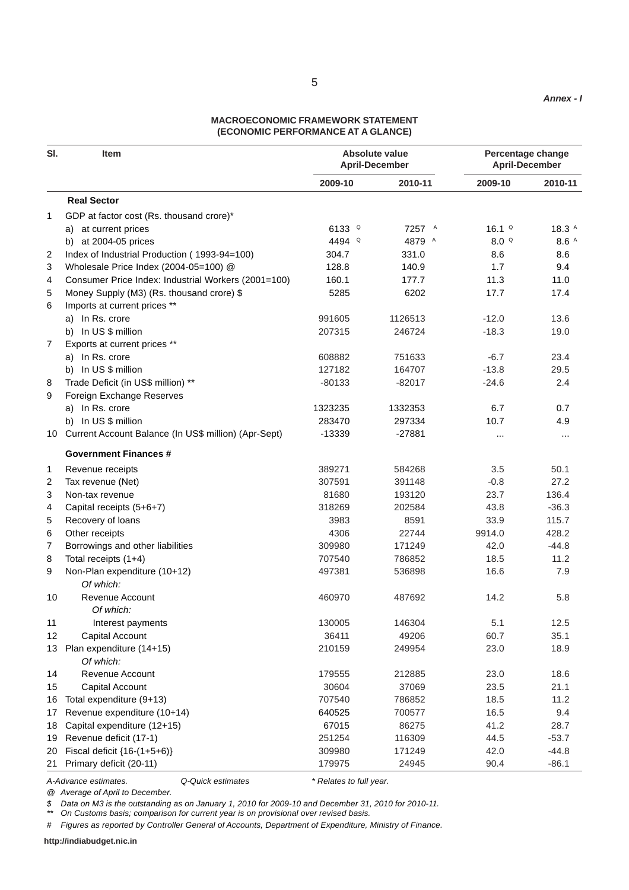*Annex - I*

**MACROECONOMIC FRAMEWORK STATEMENT**
**(ECONOMIC PERFORMANCE AT A GLANCE)**

| Sl. | Item | Absolute value April-December | | Percentage change April-December | |
|---|---|---|---|---|---|
| | | 2009-10 | 2010-11 | 2009-10 | 2010-11 |
| | **Real Sector** | | | | |
| 1 | GDP at factor cost (Rs. thousand crore)* | | | | |
| | a) at current prices | 6133 Q | 7257 A | 16.1 Q | 18.3 A |
| | b) at 2004-05 prices | 4494 Q | 4879 A | 8.0 Q | 8.6 A |
| 2 | Index of Industrial Production ( 1993-94=100) | 304.7 | 331.0 | 8.6 | 8.6 |
| 3 | Wholesale Price Index (2004-05=100) @ | 128.8 | 140.9 | 1.7 | 9.4 |
| 4 | Consumer Price Index: Industrial Workers (2001=100) | 160.1 | 177.7 | 11.3 | 11.0 |
| 5 | Money Supply (M3) (Rs. thousand crore) $ | 5285 | 6202 | 17.7 | 17.4 |
| 6 | Imports at current prices ** | | | | |
| | a) In Rs. crore | 991605 | 1126513 | -12.0 | 13.6 |
| | b) In US $ million | 207315 | 246724 | -18.3 | 19.0 |
| 7 | Exports at current prices ** | | | | |
| | a) In Rs. crore | 608882 | 751633 | -6.7 | 23.4 |
| | b) In US $ million | 127182 | 164707 | -13.8 | 29.5 |
| 8 | Trade Deficit (in US$ million) ** | -80133 | -82017 | -24.6 | 2.4 |
| 9 | Foreign Exchange Reserves | | | | |
| | a) In Rs. crore | 1323235 | 1332353 | 6.7 | 0.7 |
| | b) In US $ million | 283470 | 297334 | 10.7 | 4.9 |
| 10 | Current Account Balance (In US$ million) (Apr-Sept) | -13339 | -27881 | ... | ... |
| | **Government Finances #** | | | | |
| 1 | Revenue receipts | 389271 | 584268 | 3.5 | 50.1 |
| 2 | Tax revenue (Net) | 307591 | 391148 | -0.8 | 27.2 |
| 3 | Non-tax revenue | 81680 | 193120 | 23.7 | 136.4 |
| 4 | Capital receipts (5+6+7) | 318269 | 202584 | 43.8 | -36.3 |
| 5 | Recovery of loans | 3983 | 8591 | 33.9 | 115.7 |
| 6 | Other receipts | 4306 | 22744 | 9914.0 | 428.2 |
| 7 | Borrowings and other liabilities | 309980 | 171249 | 42.0 | -44.8 |
| 8 | Total receipts (1+4) | 707540 | 786852 | 18.5 | 11.2 |
| 9 | Non-Plan expenditure (10+12) | 497381 | 536898 | 16.6 | 7.9 |
| | *Of which:* | | | | |
| 10 | Revenue Account | 460970 | 487692 | 14.2 | 5.8 |
| | *Of which:* | | | | |
| 11 | Interest payments | 130005 | 146304 | 5.1 | 12.5 |
| 12 | Capital Account | 36411 | 49206 | 60.7 | 35.1 |
| 13 | Plan expenditure (14+15) | 210159 | 249954 | 23.0 | 18.9 |
| | *Of which:* | | | | |
| 14 | Revenue Account | 179555 | 212885 | 23.0 | 18.6 |
| 15 | Capital Account | 30604 | 37069 | 23.5 | 21.1 |
| 16 | Total expenditure (9+13) | 707540 | 786852 | 18.5 | 11.2 |
| 17 | Revenue expenditure (10+14) | 640525 | 700577 | 16.5 | 9.4 |
| 18 | Capital expenditure (12+15) | 67015 | 86275 | 41.2 | 28.7 |
| 19 | Revenue deficit (17-1) | 251254 | 116309 | 44.5 | -53.7 |
| 20 | Fiscal deficit {16-(1+5+6)} | 309980 | 171249 | 42.0 | -44.8 |
| 21 | Primary deficit (20-11) | 179975 | 24945 | 90.4 | -86.1 |

*A-Advance estimates.* *Q-Quick estimates* *\* Relates to full year.*

*@ Average of April to December.*

*$ Data on M3 is the outstanding as on January 1, 2010 for 2009-10 and December 31, 2010 for 2010-11.*

*\*\* On Customs basis; comparison for current year is on provisional over revised basis.*

*# Figures as reported by Controller General of Accounts, Department of Expenditure, Ministry of Finance.*

**http://indiabudget.nic.in**